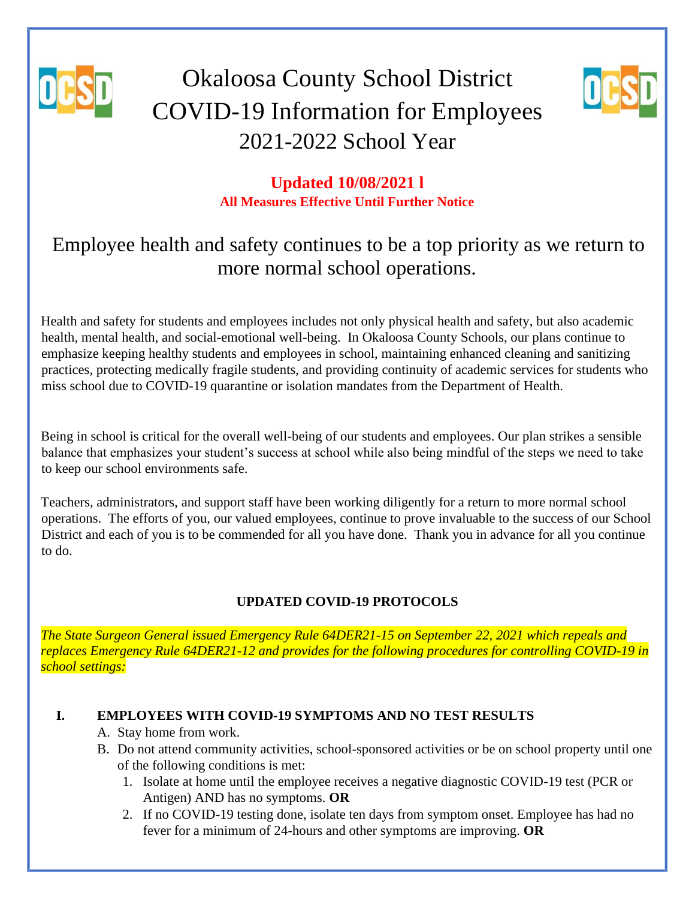# Okaloosa County School District
# COVID-19 Information for Employees
# 2021-2022 School Year

**Updated 10/08/2021 l**

**All Measures Effective Until Further Notice**

## Employee health and safety continues to be a top priority as we return to more normal school operations.

Health and safety for students and employees includes not only physical health and safety, but also academic health, mental health, and social-emotional well-being. In Okaloosa County Schools, our plans continue to emphasize keeping healthy students and employees in school, maintaining enhanced cleaning and sanitizing practices, protecting medically fragile students, and providing continuity of academic services for students who miss school due to COVID-19 quarantine or isolation mandates from the Department of Health.

Being in school is critical for the overall well-being of our students and employees. Our plan strikes a sensible balance that emphasizes your student's success at school while also being mindful of the steps we need to take to keep our school environments safe.

Teachers, administrators, and support staff have been working diligently for a return to more normal school operations. The efforts of you, our valued employees, continue to prove invaluable to the success of our School District and each of you is to be commended for all you have done. Thank you in advance for all you continue to do.

**UPDATED COVID-19 PROTOCOLS**

*The State Surgeon General issued Emergency Rule 64DER21-15 on September 22, 2021 which repeals and replaces Emergency Rule 64DER21-12 and provides for the following procedures for controlling COVID-19 in school settings:*

**I. EMPLOYEES WITH COVID-19 SYMPTOMS AND NO TEST RESULTS**

A. Stay home from work.

B. Do not attend community activities, school-sponsored activities or be on school property until one of the following conditions is met:

1. Isolate at home until the employee receives a negative diagnostic COVID-19 test (PCR or Antigen) AND has no symptoms. **OR**
2. If no COVID-19 testing done, isolate ten days from symptom onset. Employee has had no fever for a minimum of 24-hours and other symptoms are improving. **OR**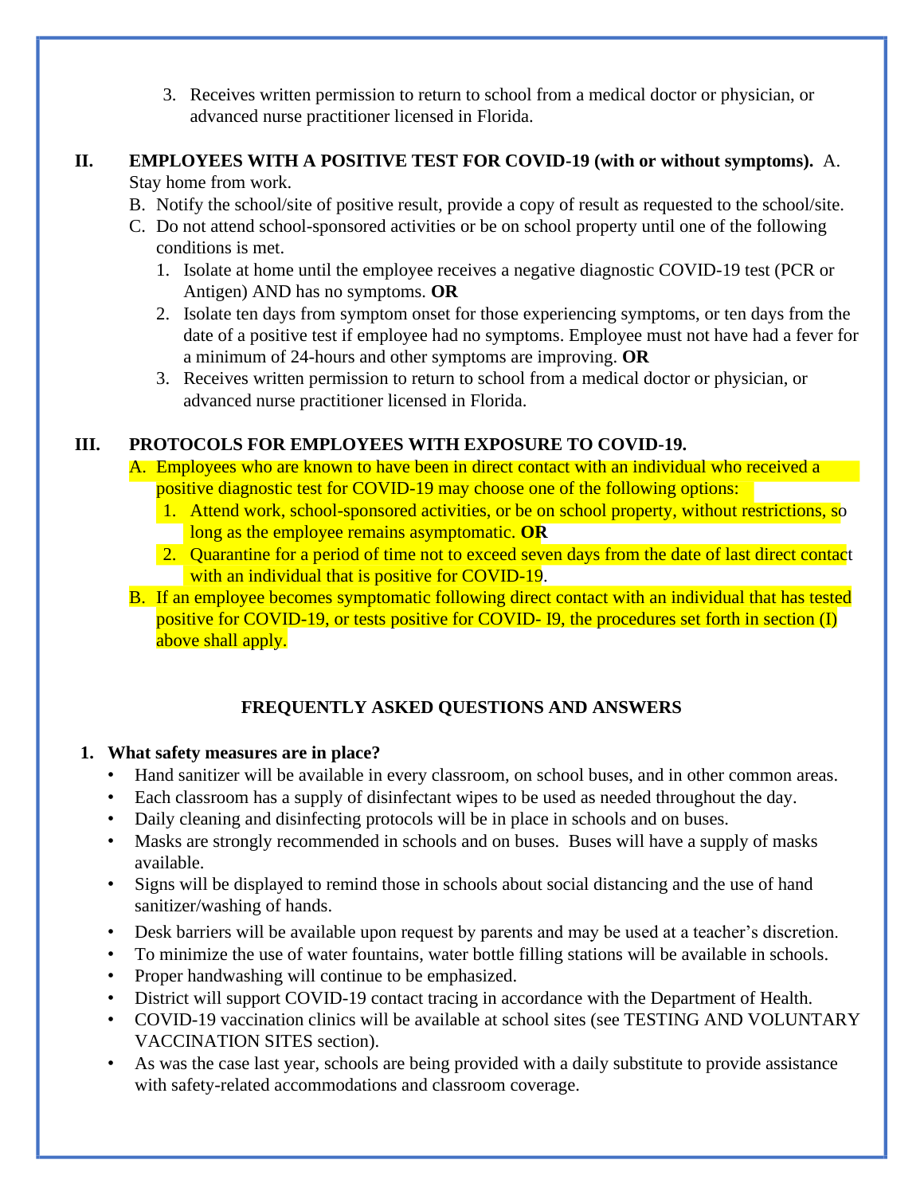3. Receives written permission to return to school from a medical doctor or physician, or advanced nurse practitioner licensed in Florida.

**II. EMPLOYEES WITH A POSITIVE TEST FOR COVID-19 (with or without symptoms).**

A. Stay home from work.

B. Notify the school/site of positive result, provide a copy of result as requested to the school/site.

C. Do not attend school-sponsored activities or be on school property until one of the following conditions is met.

1. Isolate at home until the employee receives a negative diagnostic COVID-19 test (PCR or Antigen) AND has no symptoms. **OR**
2. Isolate ten days from symptom onset for those experiencing symptoms, or ten days from the date of a positive test if employee had no symptoms. Employee must not have had a fever for a minimum of 24-hours and other symptoms are improving. **OR**
3. Receives written permission to return to school from a medical doctor or physician, or advanced nurse practitioner licensed in Florida.

**III. PROTOCOLS FOR EMPLOYEES WITH EXPOSURE TO COVID-19.**

A. Employees who are known to have been in direct contact with an individual who received a positive diagnostic test for COVID-19 may choose one of the following options:

1. Attend work, school-sponsored activities, or be on school property, without restrictions, so long as the employee remains asymptomatic. **OR**
2. Quarantine for a period of time not to exceed seven days from the date of last direct contact with an individual that is positive for COVID-19.

B. If an employee becomes symptomatic following direct contact with an individual that has tested positive for COVID-19, or tests positive for COVID- I9, the procedures set forth in section (I) above shall apply.

## FREQUENTLY ASKED QUESTIONS AND ANSWERS

**1. What safety measures are in place?**

- Hand sanitizer will be available in every classroom, on school buses, and in other common areas.
- Each classroom has a supply of disinfectant wipes to be used as needed throughout the day.
- Daily cleaning and disinfecting protocols will be in place in schools and on buses.
- Masks are strongly recommended in schools and on buses. Buses will have a supply of masks available.
- Signs will be displayed to remind those in schools about social distancing and the use of hand sanitizer/washing of hands.
- Desk barriers will be available upon request by parents and may be used at a teacher's discretion.
- To minimize the use of water fountains, water bottle filling stations will be available in schools.
- Proper handwashing will continue to be emphasized.
- District will support COVID-19 contact tracing in accordance with the Department of Health.
- COVID-19 vaccination clinics will be available at school sites (see TESTING AND VOLUNTARY VACCINATION SITES section).
- As was the case last year, schools are being provided with a daily substitute to provide assistance with safety-related accommodations and classroom coverage.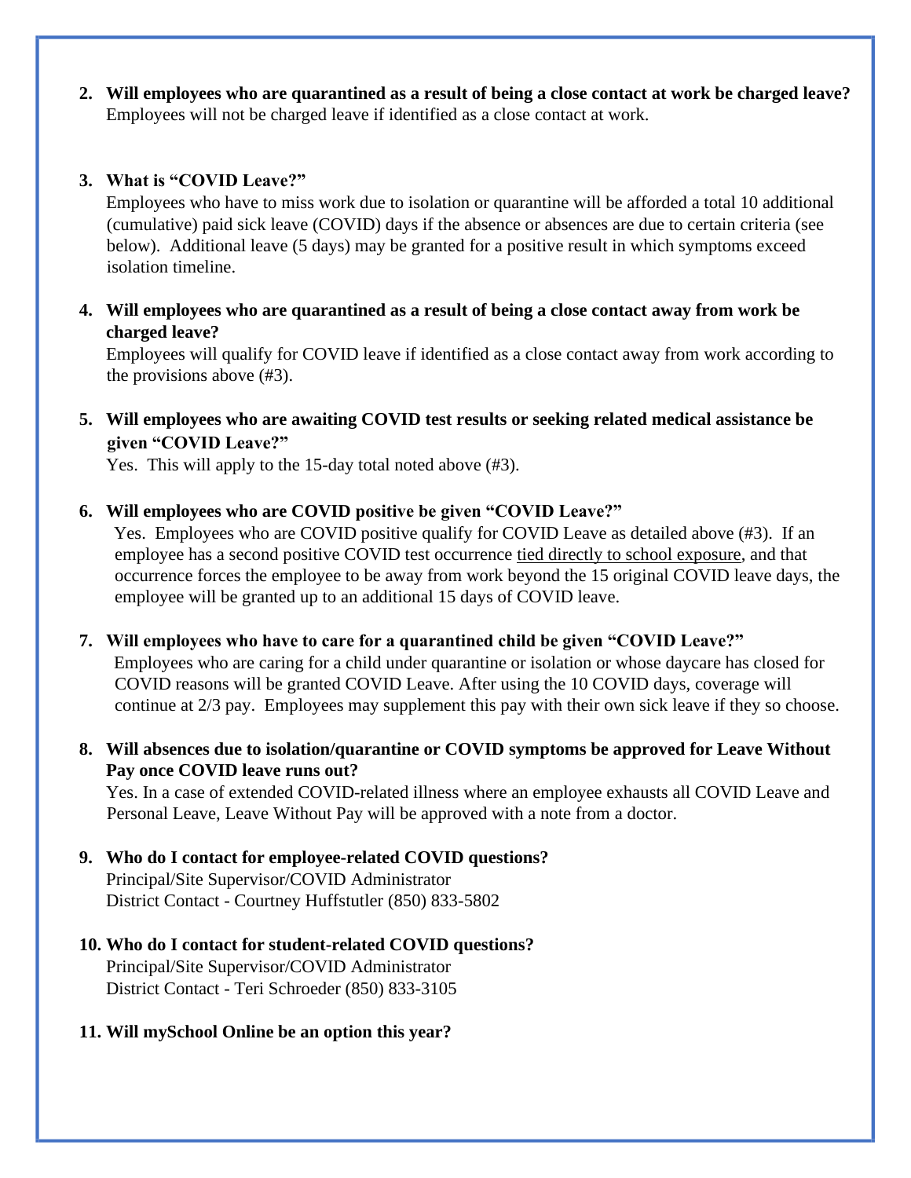2. **Will employees who are quarantined as a result of being a close contact at work be charged leave?**
   Employees will not be charged leave if identified as a close contact at work.

3. **What is "COVID Leave?"**
   Employees who have to miss work due to isolation or quarantine will be afforded a total 10 additional (cumulative) paid sick leave (COVID) days if the absence or absences are due to certain criteria (see below). Additional leave (5 days) may be granted for a positive result in which symptoms exceed isolation timeline.

4. **Will employees who are quarantined as a result of being a close contact away from work be charged leave?**
   Employees will qualify for COVID leave if identified as a close contact away from work according to the provisions above (#3).

5. **Will employees who are awaiting COVID test results or seeking related medical assistance be given "COVID Leave?"**
   Yes. This will apply to the 15-day total noted above (#3).

6. **Will employees who are COVID positive be given "COVID Leave?"**
   Yes. Employees who are COVID positive qualify for COVID Leave as detailed above (#3). If an employee has a second positive COVID test occurrence <u>tied directly to school exposure</u>, and that occurrence forces the employee to be away from work beyond the 15 original COVID leave days, the employee will be granted up to an additional 15 days of COVID leave.

7. **Will employees who have to care for a quarantined child be given "COVID Leave?"**
   Employees who are caring for a child under quarantine or isolation or whose daycare has closed for COVID reasons will be granted COVID Leave. After using the 10 COVID days, coverage will continue at 2/3 pay. Employees may supplement this pay with their own sick leave if they so choose.

8. **Will absences due to isolation/quarantine or COVID symptoms be approved for Leave Without Pay once COVID leave runs out?**
   Yes. In a case of extended COVID-related illness where an employee exhausts all COVID Leave and Personal Leave, Leave Without Pay will be approved with a note from a doctor.

9. **Who do I contact for employee-related COVID questions?**
   Principal/Site Supervisor/COVID Administrator
   District Contact - Courtney Huffstutler (850) 833-5802

10. **Who do I contact for student-related COVID questions?**
    Principal/Site Supervisor/COVID Administrator
    District Contact - Teri Schroeder (850) 833-3105

11. **Will mySchool Online be an option this year?**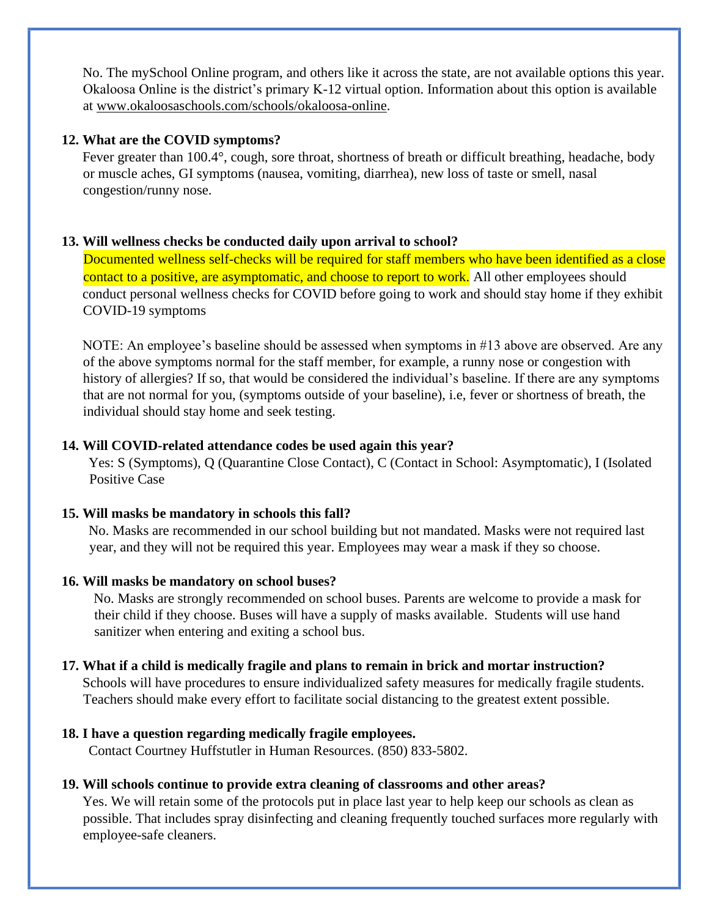No. The mySchool Online program, and others like it across the state, are not available options this year. Okaloosa Online is the district's primary K-12 virtual option. Information about this option is available at www.okaloosaschools.com/schools/okaloosa-online.

**12. What are the COVID symptoms?**

Fever greater than 100.4°, cough, sore throat, shortness of breath or difficult breathing, headache, body or muscle aches, GI symptoms (nausea, vomiting, diarrhea), new loss of taste or smell, nasal congestion/runny nose.

**13. Will wellness checks be conducted daily upon arrival to school?**

Documented wellness self-checks will be required for staff members who have been identified as a close contact to a positive, are asymptomatic, and choose to report to work. All other employees should conduct personal wellness checks for COVID before going to work and should stay home if they exhibit COVID-19 symptoms

NOTE: An employee's baseline should be assessed when symptoms in #13 above are observed. Are any of the above symptoms normal for the staff member, for example, a runny nose or congestion with history of allergies? If so, that would be considered the individual's baseline. If there are any symptoms that are not normal for you, (symptoms outside of your baseline), i.e, fever or shortness of breath, the individual should stay home and seek testing.

**14. Will COVID-related attendance codes be used again this year?**

Yes: S (Symptoms), Q (Quarantine Close Contact), C (Contact in School: Asymptomatic), I (Isolated Positive Case

**15. Will masks be mandatory in schools this fall?**

No. Masks are recommended in our school building but not mandated. Masks were not required last year, and they will not be required this year. Employees may wear a mask if they so choose.

**16. Will masks be mandatory on school buses?**

No. Masks are strongly recommended on school buses. Parents are welcome to provide a mask for their child if they choose. Buses will have a supply of masks available. Students will use hand sanitizer when entering and exiting a school bus.

**17. What if a child is medically fragile and plans to remain in brick and mortar instruction?**

Schools will have procedures to ensure individualized safety measures for medically fragile students. Teachers should make every effort to facilitate social distancing to the greatest extent possible.

**18. I have a question regarding medically fragile employees.**

Contact Courtney Huffstutler in Human Resources. (850) 833-5802.

**19. Will schools continue to provide extra cleaning of classrooms and other areas?**

Yes. We will retain some of the protocols put in place last year to help keep our schools as clean as possible. That includes spray disinfecting and cleaning frequently touched surfaces more regularly with employee-safe cleaners.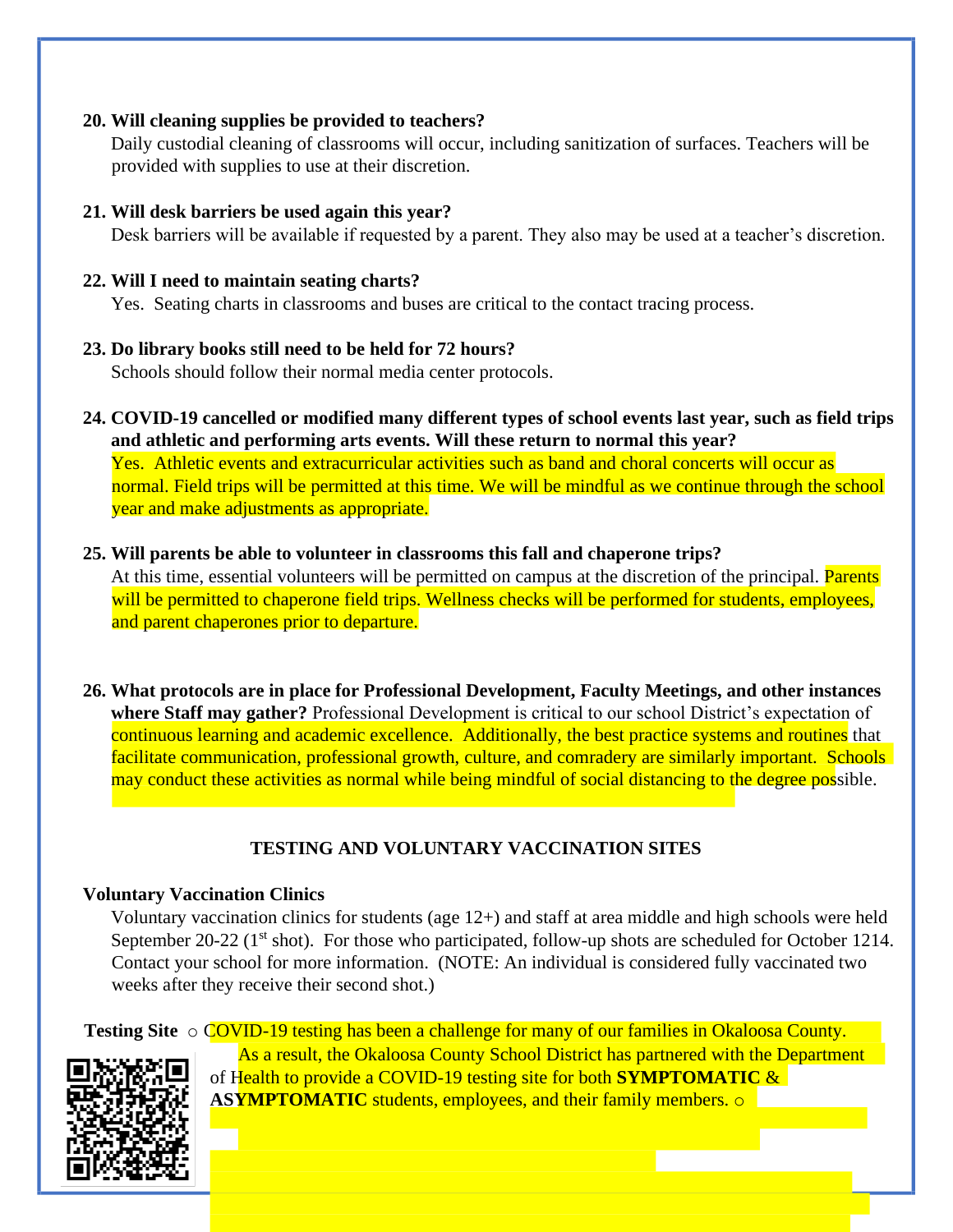20. **Will cleaning supplies be provided to teachers?**
    Daily custodial cleaning of classrooms will occur, including sanitization of surfaces. Teachers will be provided with supplies to use at their discretion.

21. **Will desk barriers be used again this year?**
    Desk barriers will be available if requested by a parent. They also may be used at a teacher's discretion.

22. **Will I need to maintain seating charts?**
    Yes. Seating charts in classrooms and buses are critical to the contact tracing process.

23. **Do library books still need to be held for 72 hours?**
    Schools should follow their normal media center protocols.

24. **COVID-19 cancelled or modified many different types of school events last year, such as field trips and athletic and performing arts events. Will these return to normal this year?**
    Yes. Athletic events and extracurricular activities such as band and choral concerts will occur as normal. Field trips will be permitted at this time. We will be mindful as we continue through the school year and make adjustments as appropriate.

25. **Will parents be able to volunteer in classrooms this fall and chaperone trips?**
    At this time, essential volunteers will be permitted on campus at the discretion of the principal. Parents will be permitted to chaperone field trips. Wellness checks will be performed for students, employees, and parent chaperones prior to departure.

26. **What protocols are in place for Professional Development, Faculty Meetings, and other instances where Staff may gather?** Professional Development is critical to our school District's expectation of continuous learning and academic excellence. Additionally, the best practice systems and routines that facilitate communication, professional growth, culture, and comradery are similarly important. Schools may conduct these activities as normal while being mindful of social distancing to the degree possible.

## TESTING AND VOLUNTARY VACCINATION SITES

**Voluntary Vaccination Clinics**

Voluntary vaccination clinics for students (age 12+) and staff at area middle and high schools were held September 20-22 (1st shot). For those who participated, follow-up shots are scheduled for October 1214. Contact your school for more information. (NOTE: An individual is considered fully vaccinated two weeks after they receive their second shot.)

**Testing Site** ○ COVID-19 testing has been a challenge for many of our families in Okaloosa County. As a result, the Okaloosa County School District has partnered with the Department of Health to provide a COVID-19 testing site for both **SYMPTOMATIC** & **ASYMPTOMATIC** students, employees, and their family members. ○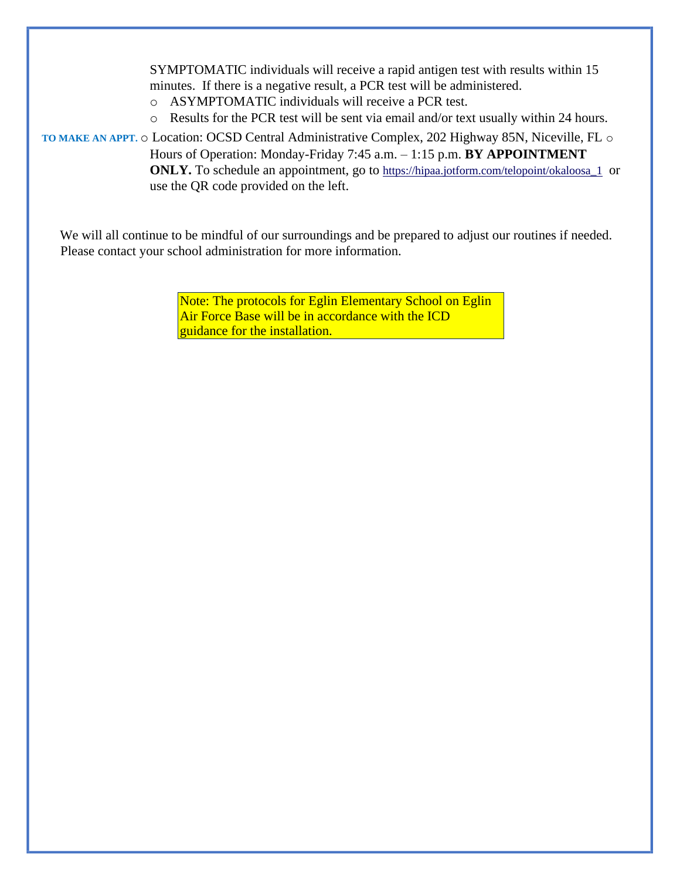SYMPTOMATIC individuals will receive a rapid antigen test with results within 15 minutes. If there is a negative result, a PCR test will be administered.

- ASYMPTOMATIC individuals will receive a PCR test.
- Results for the PCR test will be sent via email and/or text usually within 24 hours.

**TO MAKE AN APPT.**

- Location: OCSD Central Administrative Complex, 202 Highway 85N, Niceville, FL
- Hours of Operation: Monday-Friday 7:45 a.m. – 1:15 p.m. **BY APPOINTMENT ONLY.** To schedule an appointment, go to https://hipaa.jotform.com/telopoint/okaloosa_1 or use the QR code provided on the left.

We will all continue to be mindful of our surroundings and be prepared to adjust our routines if needed. Please contact your school administration for more information.

Note: The protocols for Eglin Elementary School on Eglin Air Force Base will be in accordance with the ICD guidance for the installation.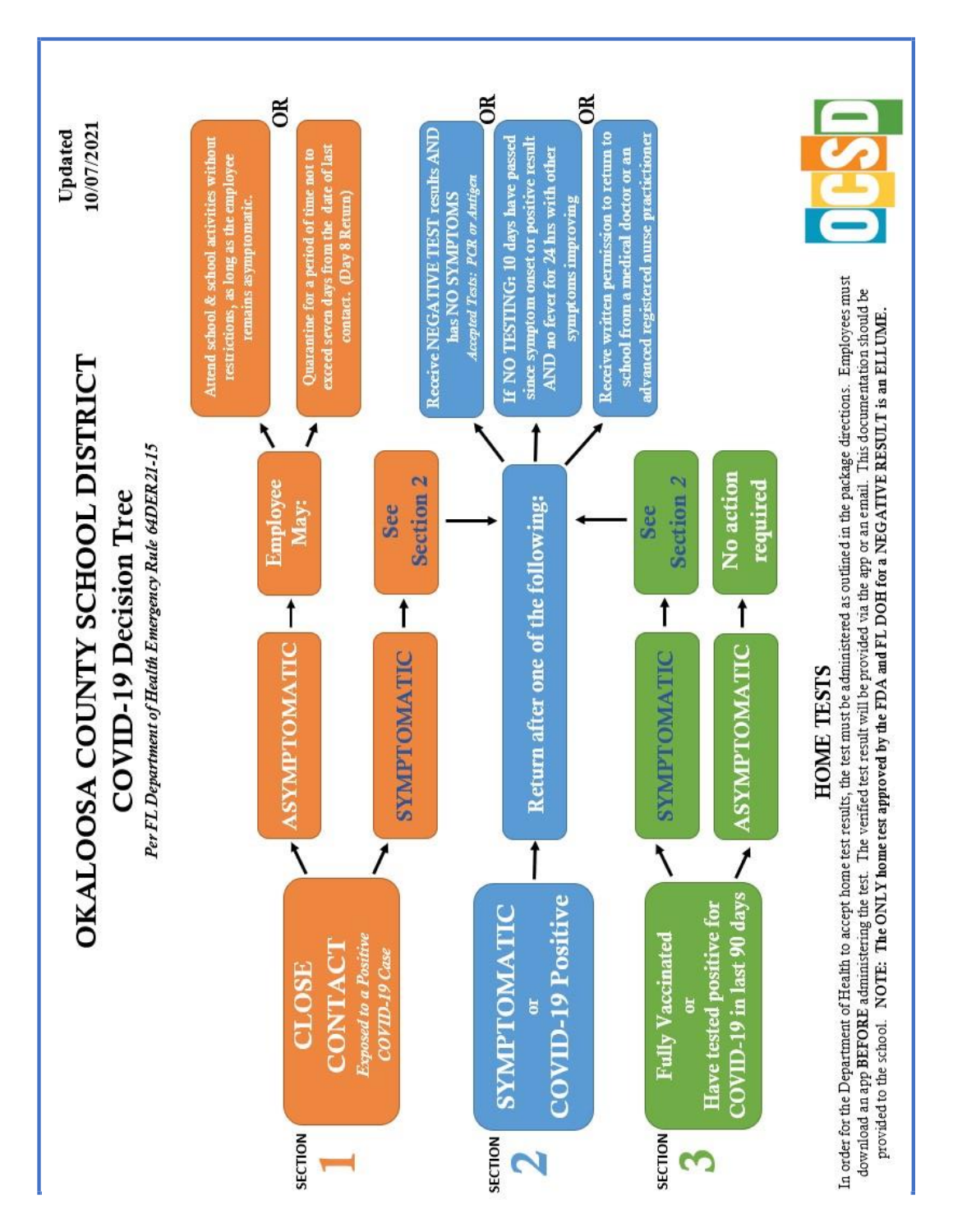# OKALOOSA COUNTY SCHOOL DISTRICT

## COVID-19 Decision Tree

*Per FL Department of Health Emergency Rule 64DER21-15*

Updated 10/07/2021

### SECTION 1

**CLOSE CONTACT** *Exposed to a Positive COVID-19 Case*

- **ASYMPTOMATIC** → **Employee May:**
  - Attend school & school activities without restrictions, as long as the employee remains asymptomatic.
  - OR
  - Quarantine for a period of time not to exceed seven days from the date of last contact. (Day 8 Return)
- **SYMPTOMATIC** → **See Section 2**

### SECTION 2

**SYMPTOMATIC or COVID-19 Positive**

**Return after one of the following:**

- Receive NEGATIVE TEST results AND has NO SYMPTOMS *Accepted Tests: PCR or Antigen*
- OR
- If NO TESTING: 10 days have passed since symptom onset or positive result AND no fever for 24 hrs with other symptoms improving
- OR
- Receive written permission to return to school from a medical doctor or an advanced registered nurse practitioner

### SECTION 3

**Fully Vaccinated or Have tested positive for COVID-19 in last 90 days**

- **SYMPTOMATIC** → **See Section 2**
- **ASYMPTOMATIC** → **No action required**

### HOME TESTS

In order for the Department of Health to accept home test results, the test must be administered as outlined in the package directions. Employees must download an app **BEFORE** administering the test. The verified test result will be provided via the app or an email. This documentation should be provided to the school. **NOTE: The ONLY home test approved by the FDA and FL DOH for a NEGATIVE RESULT is an ELLUME.**

OCSD